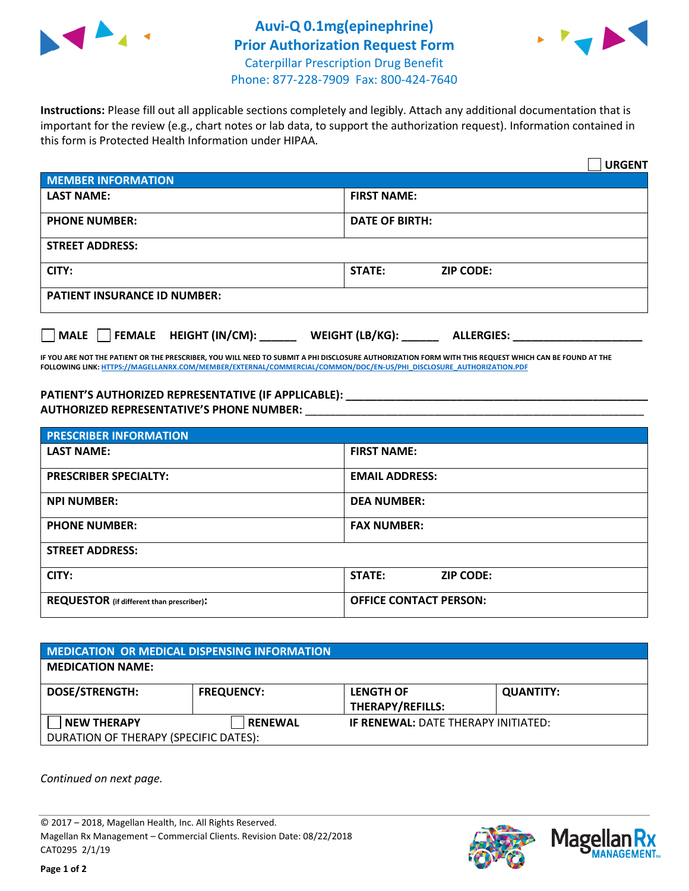# Auvi-Q 0.1mg(epinephrine) Prior Authorization Request Form

Caterpillar Prescription Drug Benefit
Phone: 877-228-7909 Fax: 800-424-7640

**Instructions:** Please fill out all applicable sections completely and legibly. Attach any additional documentation that is important for the review (e.g., chart notes or lab data, to support the authorization request). Information contained in this form is Protected Health Information under HIPAA.

☐ **URGENT**

| **MEMBER INFORMATION** | |
|---|---|
| **LAST NAME:** | **FIRST NAME:** |
| **PHONE NUMBER:** | **DATE OF BIRTH:** |
| **STREET ADDRESS:** | |
| **CITY:** | **STATE:** **ZIP CODE:** |
| **PATIENT INSURANCE ID NUMBER:** | |

☐ **MALE** ☐ **FEMALE** **HEIGHT (IN/CM):** ______ **WEIGHT (LB/KG):** ______ **ALLERGIES:** ____________________

**IF YOU ARE NOT THE PATIENT OR THE PRESCRIBER, YOU WILL NEED TO SUBMIT A PHI DISCLOSURE AUTHORIZATION FORM WITH THIS REQUEST WHICH CAN BE FOUND AT THE FOLLOWING LINK: HTTPS://MAGELLANRX.COM/MEMBER/EXTERNAL/COMMERCIAL/COMMON/DOC/EN-US/PHI_DISCLOSURE_AUTHORIZATION.PDF**

**PATIENT'S AUTHORIZED REPRESENTATIVE (IF APPLICABLE):** ____________________________________________
**AUTHORIZED REPRESENTATIVE'S PHONE NUMBER:** ____________________________________________

| **PRESCRIBER INFORMATION** | |
|---|---|
| **LAST NAME:** | **FIRST NAME:** |
| **PRESCRIBER SPECIALTY:** | **EMAIL ADDRESS:** |
| **NPI NUMBER:** | **DEA NUMBER:** |
| **PHONE NUMBER:** | **FAX NUMBER:** |
| **STREET ADDRESS:** | |
| **CITY:** | **STATE:** **ZIP CODE:** |
| **REQUESTOR** (if different than prescriber): | **OFFICE CONTACT PERSON:** |

| **MEDICATION OR MEDICAL DISPENSING INFORMATION** | | | |
|---|---|---|---|
| **MEDICATION NAME:** | | | |
| **DOSE/STRENGTH:** | **FREQUENCY:** | **LENGTH OF THERAPY/REFILLS:** | **QUANTITY:** |
| ☐ **NEW THERAPY** | ☐ **RENEWAL** | **IF RENEWAL:** DATE THERAPY INITIATED: | |
| DURATION OF THERAPY (SPECIFIC DATES): | | | |

*Continued on next page.*

© 2017 – 2018, Magellan Health, Inc. All Rights Reserved.
Magellan Rx Management – Commercial Clients. Revision Date: 08/22/2018
CAT0295 2/1/19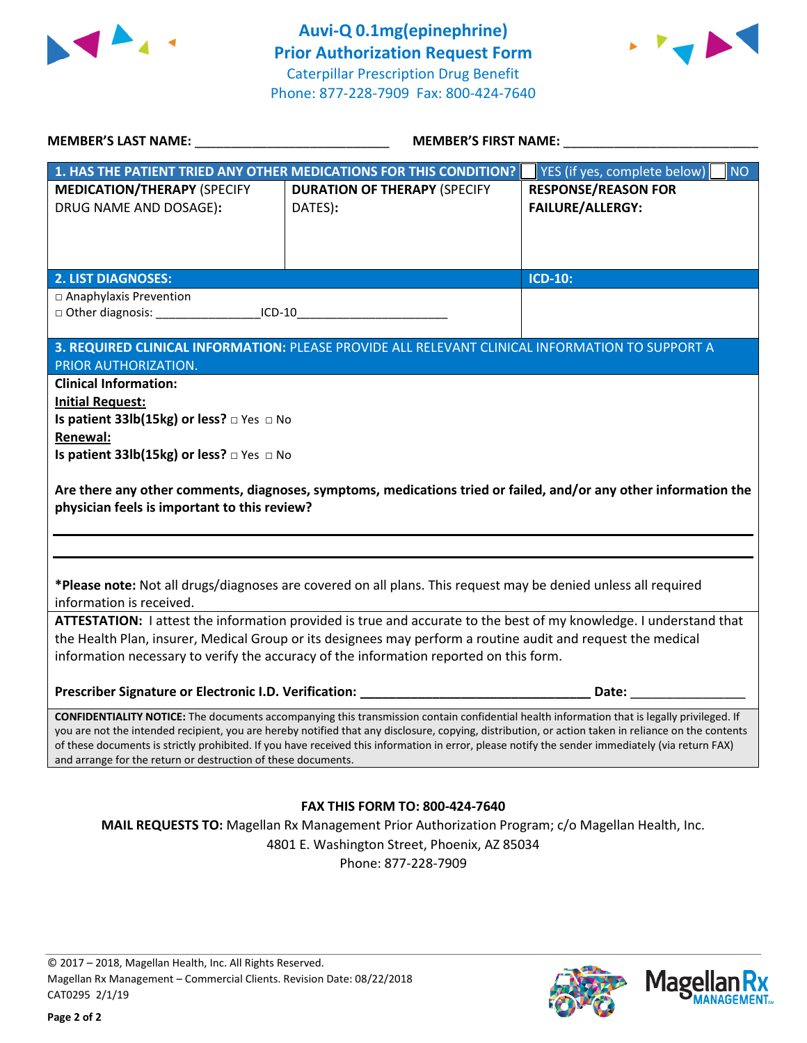# Auvi-Q 0.1mg(epinephrine) Prior Authorization Request Form

Caterpillar Prescription Drug Benefit
Phone: 877-228-7909 Fax: 800-424-7640

**MEMBER'S LAST NAME:** ___________________________ **MEMBER'S FIRST NAME:** ___________________________

| **1. HAS THE PATIENT TRIED ANY OTHER MEDICATIONS FOR THIS CONDITION?** | | ☐ YES (if yes, complete below) ☐ NO |
|---|---|---|
| **MEDICATION/THERAPY** (SPECIFY DRUG NAME AND DOSAGE): | **DURATION OF THERAPY** (SPECIFY DATES): | **RESPONSE/REASON FOR FAILURE/ALLERGY:** |
| | | |

| **2. LIST DIAGNOSES:** | **ICD-10:** |
|---|---|
| □ Anaphylaxis Prevention<br>□ Other diagnosis: _______________ICD-10______________________ | |

**3. REQUIRED CLINICAL INFORMATION:** PLEASE PROVIDE ALL RELEVANT CLINICAL INFORMATION TO SUPPORT A PRIOR AUTHORIZATION.

**Clinical Information:**

**Initial Request:**

**Is patient 33lb(15kg) or less?** □ Yes □ No

**Renewal:**

**Is patient 33lb(15kg) or less?** □ Yes □ No

**Are there any other comments, diagnoses, symptoms, medications tried or failed, and/or any other information the physician feels is important to this review?**

_______________________________________________

_______________________________________________

***Please note:** Not all drugs/diagnoses are covered on all plans. This request may be denied unless all required information is received.

**ATTESTATION:** I attest the information provided is true and accurate to the best of my knowledge. I understand that the Health Plan, insurer, Medical Group or its designees may perform a routine audit and request the medical information necessary to verify the accuracy of the information reported on this form.

**Prescriber Signature or Electronic I.D. Verification:** ________________________________ **Date:** ________________

**CONFIDENTIALITY NOTICE:** The documents accompanying this transmission contain confidential health information that is legally privileged. If you are not the intended recipient, you are hereby notified that any disclosure, copying, distribution, or action taken in reliance on the contents of these documents is strictly prohibited. If you have received this information in error, please notify the sender immediately (via return FAX) and arrange for the return or destruction of these documents.

**FAX THIS FORM TO: 800-424-7640**

**MAIL REQUESTS TO:** Magellan Rx Management Prior Authorization Program; c/o Magellan Health, Inc.
4801 E. Washington Street, Phoenix, AZ 85034
Phone: 877-228-7909

© 2017 – 2018, Magellan Health, Inc. All Rights Reserved.
Magellan Rx Management – Commercial Clients. Revision Date: 08/22/2018
CAT0295 2/1/19